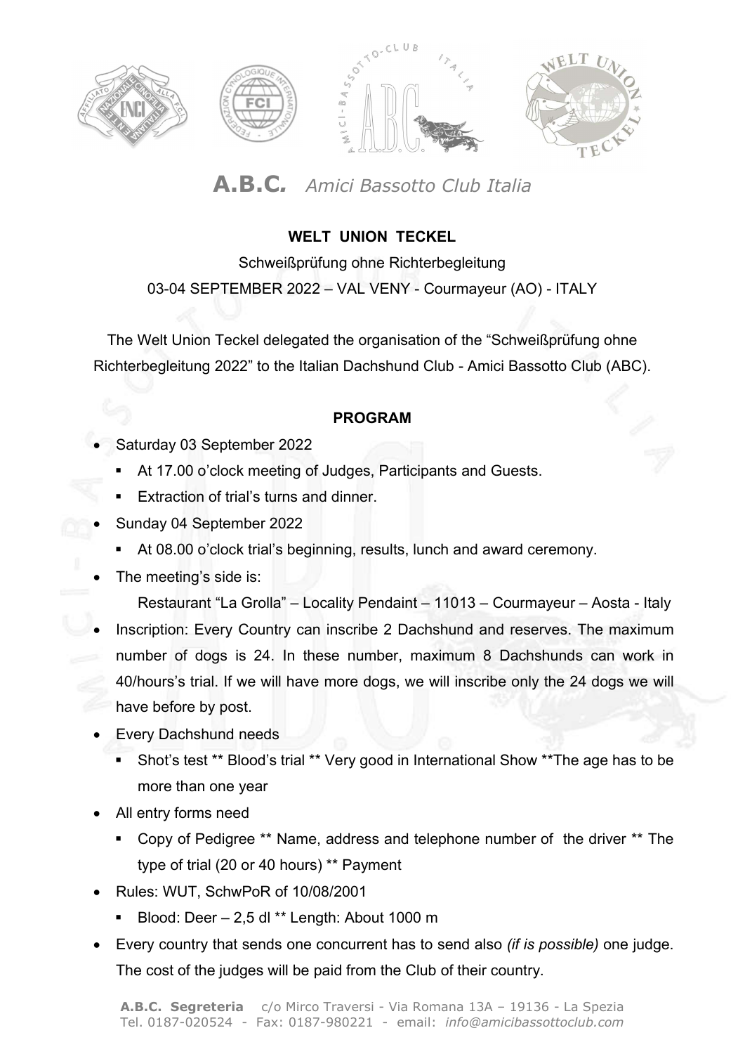# **A.B.C.** *Amici Bassotto Club Italia*

**WELT UNION TECKEL**

Schweißprüfung ohne Richterbegleitung

03-04 SEPTEMBER 2022 – VAL VENY - Courmayeur (AO) - ITALY

The Welt Union Teckel delegated the organisation of the "Schweißprüfung ohne Richterbegleitung 2022" to the Italian Dachshund Club - Amici Bassotto Club (ABC).

**PROGRAM**

- Saturday 03 September 2022
  - At 17.00 o'clock meeting of Judges, Participants and Guests.
  - Extraction of trial's turns and dinner.
- Sunday 04 September 2022
  - At 08.00 o'clock trial's beginning, results, lunch and award ceremony.
- The meeting's side is:

  Restaurant "La Grolla" – Locality Pendaint – 11013 – Courmayeur – Aosta - Italy
- Inscription: Every Country can inscribe 2 Dachshund and reserves. The maximum number of dogs is 24. In these number, maximum 8 Dachshunds can work in 40/hours's trial. If we will have more dogs, we will inscribe only the 24 dogs we will have before by post.
- Every Dachshund needs
  - Shot's test ** Blood's trial ** Very good in International Show **The age has to be more than one year
- All entry forms need
  - Copy of Pedigree ** Name, address and telephone number of the driver ** The type of trial (20 or 40 hours) ** Payment
- Rules: WUT, SchwPoR of 10/08/2001
  - Blood: Deer – 2,5 dl ** Length: About 1000 m
- Every country that sends one concurrent has to send also *(if is possible)* one judge. The cost of the judges will be paid from the Club of their country.

**A.B.C. Segreteria** c/o Mirco Traversi - Via Romana 13A – 19136 - La Spezia
Tel. 0187-020524 - Fax: 0187-980221 - email: *info@amicibassottoclub.com*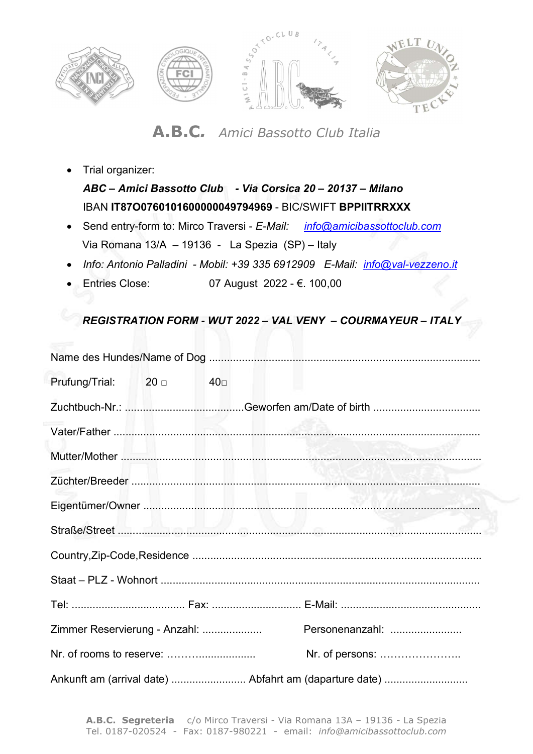# A.B.C. *Amici Bassotto Club Italia*

- Trial organizer:
  ***ABC – Amici Bassotto Club - Via Corsica 20 – 20137 – Milano***
  IBAN **IT87O0760101600000049794969** - BIC/SWIFT **BPPIITRRXXX**
- Send entry-form to: Mirco Traversi - *E-Mail:* *info@amicibassottoclub.com*
  Via Romana 13/A – 19136 - La Spezia (SP) – Italy
- *Info: Antonio Palladini - Mobil: +39 335 6912909 E-Mail: info@val-vezzeno.it*
- Entries Close: 07 August 2022 - €. 100,00

## *REGISTRATION FORM - WUT 2022 – VAL VENY – COURMAYEUR – ITALY*

Name des Hundes/Name of Dog ..........................................................................................

Prufung/Trial: 20 □ 40□

Zuchtbuch-Nr.: ........................................Geworfen am/Date of birth ....................................

Vater/Father .........................................................................................................................

Mutter/Mother ......................................................................................................................

Züchter/Breeder ...................................................................................................................

Eigentümer/Owner ...............................................................................................................

Straße/Street ........................................................................................................................

Country,Zip-Code,Residence ................................................................................................

Staat – PLZ - Wohnort ..........................................................................................................

Tel: ...................................... Fax: .............................. E-Mail: ................................................

Zimmer Reservierung - Anzahl: .................... Personenanzahl: ........................

Nr. of rooms to reserve: ………................... Nr. of persons: …………………..

Ankunft am (arrival date) ......................... Abfahrt am (daparture date) ............................

**A.B.C. Segreteria** c/o Mirco Traversi - Via Romana 13A – 19136 - La Spezia
Tel. 0187-020524 - Fax: 0187-980221 - email: *info@amicibassottoclub.com*